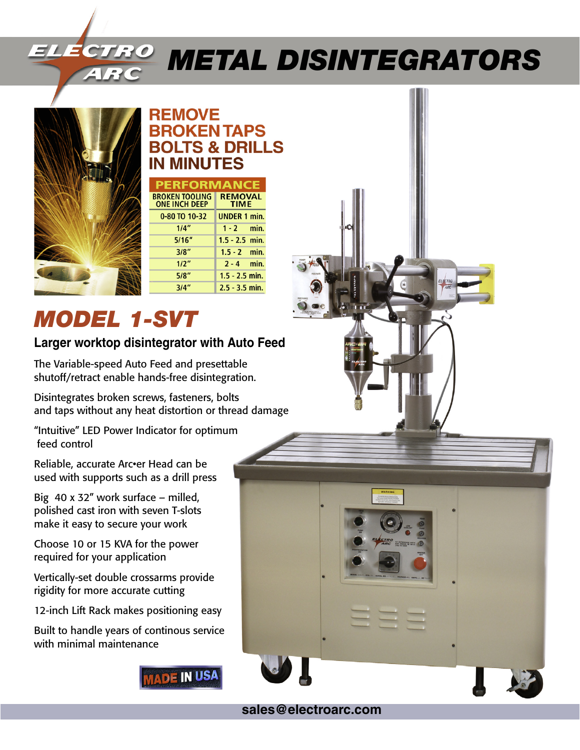# ELECTRO ARC METAL DISINTEGRATORS

## REMOVE BROKEN TAPS BOLTS & DRILLS IN MINUTES

| PERFORMANCE | |
|---|---|
| BROKEN TOOLING ONE INCH DEEP | REMOVAL TIME |
| 0-80 TO 10-32 | UNDER 1 min. |
| 1/4" | 1 - 2 min. |
| 5/16" | 1.5 - 2.5 min. |
| 3/8" | 1.5 - 2 min. |
| 1/2" | 2 - 4 min. |
| 5/8" | 1.5 - 2.5 min. |
| 3/4" | 2.5 - 3.5 min. |

# *MODEL 1-SVT*

### Larger worktop disintegrator with Auto Feed

The Variable-speed Auto Feed and presettable shutoff/retract enable hands-free disintegration.

Disintegrates broken screws, fasteners, bolts and taps without any heat distortion or thread damage

"Intuitive" LED Power Indicator for optimum feed control

Reliable, accurate Arc•er Head can be used with supports such as a drill press

Big 40 x 32" work surface – milled, polished cast iron with seven T-slots make it easy to secure your work

Choose 10 or 15 KVA for the power required for your application

Vertically-set double crossarms provide rigidity for more accurate cutting

12-inch Lift Rack makes positioning easy

Built to handle years of continous service with minimal maintenance

MADE IN USA

sales@electroarc.com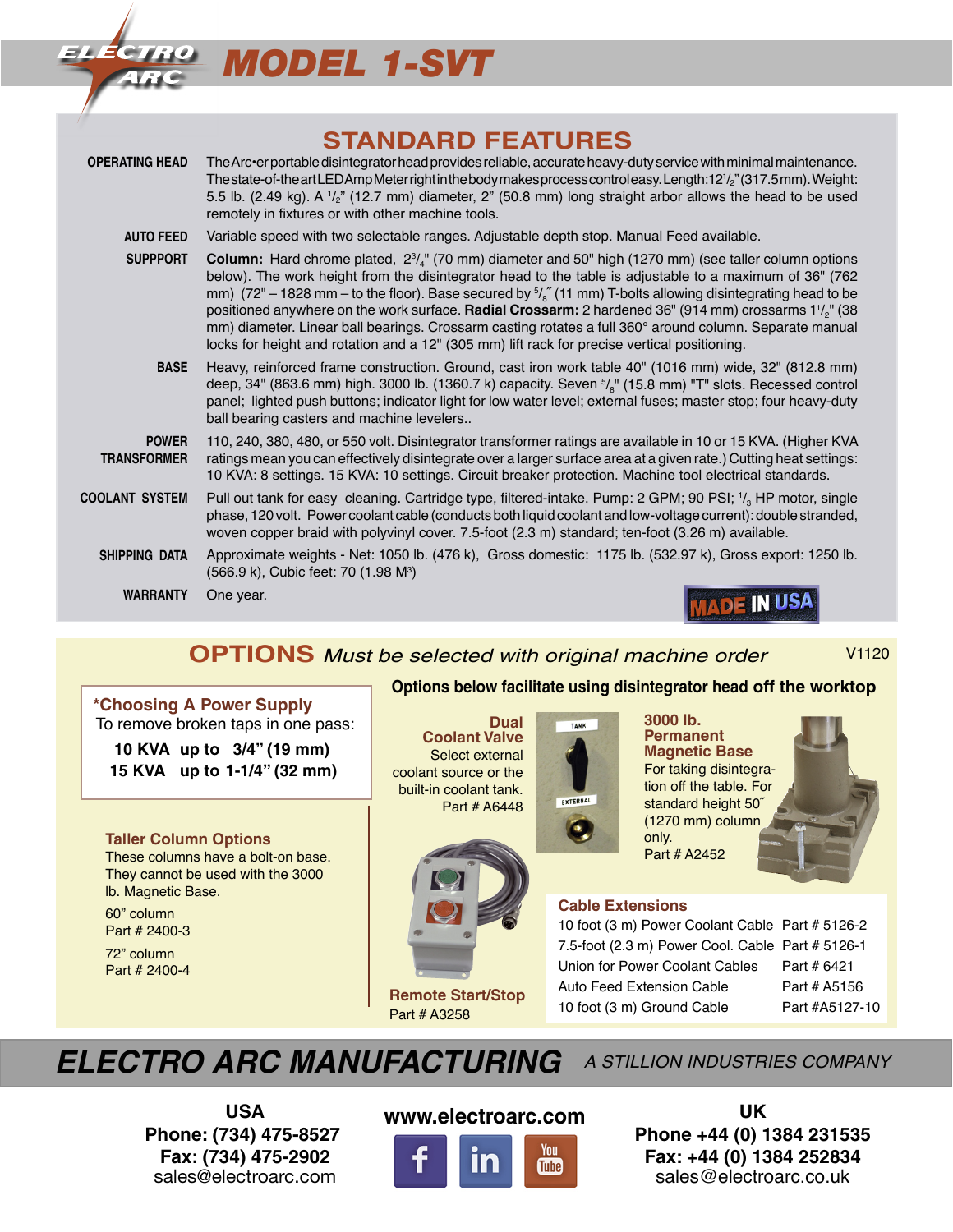# MODEL 1-SVT

## STANDARD FEATURES

**OPERATING HEAD** The Arc•er portable disintegrator head provides reliable, accurate heavy-duty service with minimal maintenance. The state-of-the art LED Amp Meter right in the body makes process control easy. Length: 12½" (317.5 mm). Weight: 5.5 lb. (2.49 kg). A ½" (12.7 mm) diameter, 2" (50.8 mm) long straight arbor allows the head to be used remotely in fixtures or with other machine tools.

**AUTO FEED** Variable speed with two selectable ranges. Adjustable depth stop. Manual Feed available.

**SUPPPORT** **Column:** Hard chrome plated, 2¾" (70 mm) diameter and 50" high (1270 mm) (see taller column options below). The work height from the disintegrator head to the table is adjustable to a maximum of 36" (762 mm) (72" – 1828 mm – to the floor). Base secured by ⅝" (11 mm) T-bolts allowing disintegrating head to be positioned anywhere on the work surface. **Radial Crossarm:** 2 hardened 36" (914 mm) crossarms 1½" (38 mm) diameter. Linear ball bearings. Crossarm casting rotates a full 360° around column. Separate manual locks for height and rotation and a 12" (305 mm) lift rack for precise vertical positioning.

**BASE** Heavy, reinforced frame construction. Ground, cast iron work table 40" (1016 mm) wide, 32" (812.8 mm) deep, 34" (863.6 mm) high. 3000 lb. (1360.7 k) capacity. Seven ⅝" (15.8 mm) "T" slots. Recessed control panel; lighted push buttons; indicator light for low water level; external fuses; master stop; four heavy-duty ball bearing casters and machine levelers..

**POWER TRANSFORMER** 110, 240, 380, 480, or 550 volt. Disintegrator transformer ratings are available in 10 or 15 KVA. (Higher KVA ratings mean you can effectively disintegrate over a larger surface area at a given rate.) Cutting heat settings: 10 KVA: 8 settings. 15 KVA: 10 settings. Circuit breaker protection. Machine tool electrical standards.

**COOLANT SYSTEM** Pull out tank for easy cleaning. Cartridge type, filtered-intake. Pump: 2 GPM; 90 PSI; ⅓ HP motor, single phase, 120 volt. Power coolant cable (conducts both liquid coolant and low-voltage current): double stranded, woven copper braid with polyvinyl cover. 7.5-foot (2.3 m) standard; ten-foot (3.26 m) available.

**SHIPPING DATA** Approximate weights - Net: 1050 lb. (476 k), Gross domestic: 1175 lb. (532.97 k), Gross export: 1250 lb. (566.9 k), Cubic feet: 70 (1.98 M³)

**WARRANTY** One year.

MADE IN USA

## OPTIONS *Must be selected with original machine order*

V1120

### *Choosing A Power Supply

To remove broken taps in one pass:

**10 KVA up to 3/4" (19 mm)**
**15 KVA up to 1-1/4" (32 mm)**

### Taller Column Options

These columns have a bolt-on base. They cannot be used with the 3000 lb. Magnetic Base.

60" column
Part # 2400-3

72" column
Part # 2400-4

**Options below facilitate using disintegrator head off the worktop**

### Dual Coolant Valve

Select external coolant source or the built-in coolant tank.
Part # A6448

### 3000 lb. Permanent Magnetic Base

For taking disintegration off the table. For standard height 50" (1270 mm) column only.
Part # A2452

### Remote Start/Stop

Part # A3258

### Cable Extensions

| | |
|---|---|
| 10 foot (3 m) Power Coolant Cable | Part # 5126-2 |
| 7.5-foot (2.3 m) Power Cool. Cable | Part # 5126-1 |
| Union for Power Coolant Cables | Part # 6421 |
| Auto Feed Extension Cable | Part # A5156 |
| 10 foot (3 m) Ground Cable | Part #A5127-10 |

## ELECTRO ARC MANUFACTURING *A STILLION INDUSTRIES COMPANY*

**USA**
**Phone: (734) 475-8527**
**Fax: (734) 475-2902**
sales@electroarc.com

**www.electroarc.com**

**UK**
**Phone +44 (0) 1384 231535**
**Fax: +44 (0) 1384 252834**
sales@electroarc.co.uk